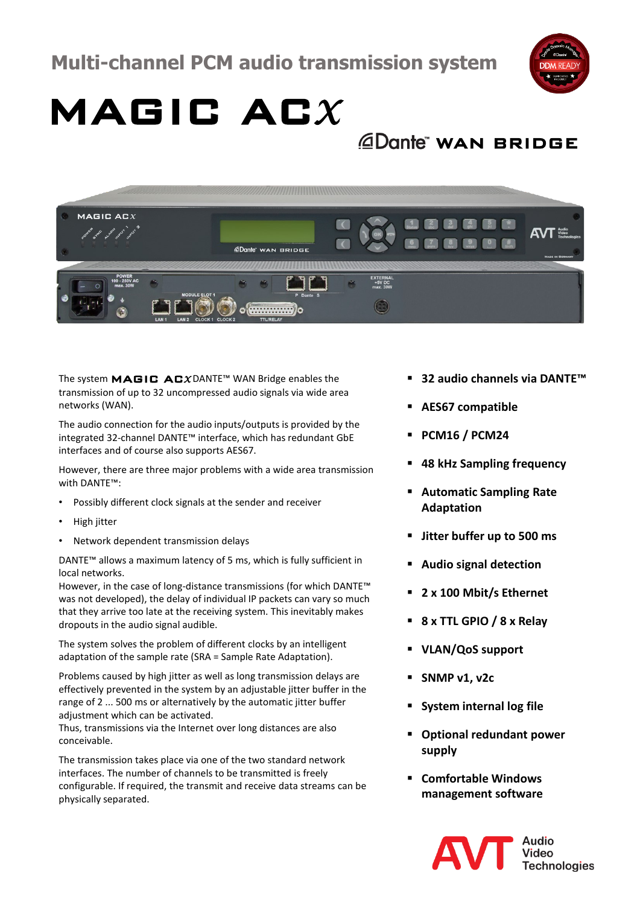# Multi-channel PCM audio transmission system

# MAGIC ACX

## Dante™ WAN BRIDGE

The system **MAGIC ACX** DANTE™ WAN Bridge enables the transmission of up to 32 uncompressed audio signals via wide area networks (WAN).

The audio connection for the audio inputs/outputs is provided by the integrated 32-channel DANTE™ interface, which has redundant GbE interfaces and of course also supports AES67.

However, there are three major problems with a wide area transmission with DANTE™:

- Possibly different clock signals at the sender and receiver
- High jitter
- Network dependent transmission delays

DANTE™ allows a maximum latency of 5 ms, which is fully sufficient in local networks.
However, in the case of long-distance transmissions (for which DANTE™ was not developed), the delay of individual IP packets can vary so much that they arrive too late at the receiving system. This inevitably makes dropouts in the audio signal audible.

The system solves the problem of different clocks by an intelligent adaptation of the sample rate (SRA = Sample Rate Adaptation).

Problems caused by high jitter as well as long transmission delays are effectively prevented in the system by an adjustable jitter buffer in the range of 2 ... 500 ms or alternatively by the automatic jitter buffer adjustment which can be activated.
Thus, transmissions via the Internet over long distances are also conceivable.

The transmission takes place via one of the two standard network interfaces. The number of channels to be transmitted is freely configurable. If required, the transmit and receive data streams can be physically separated.

- **32 audio channels via DANTE™**
- **AES67 compatible**
- **PCM16 / PCM24**
- **48 kHz Sampling frequency**
- **Automatic Sampling Rate Adaptation**
- **Jitter buffer up to 500 ms**
- **Audio signal detection**
- **2 x 100 Mbit/s Ethernet**
- **8 x TTL GPIO / 8 x Relay**
- **VLAN/QoS support**
- **SNMP v1, v2c**
- **System internal log file**
- **Optional redundant power supply**
- **Comfortable Windows management software**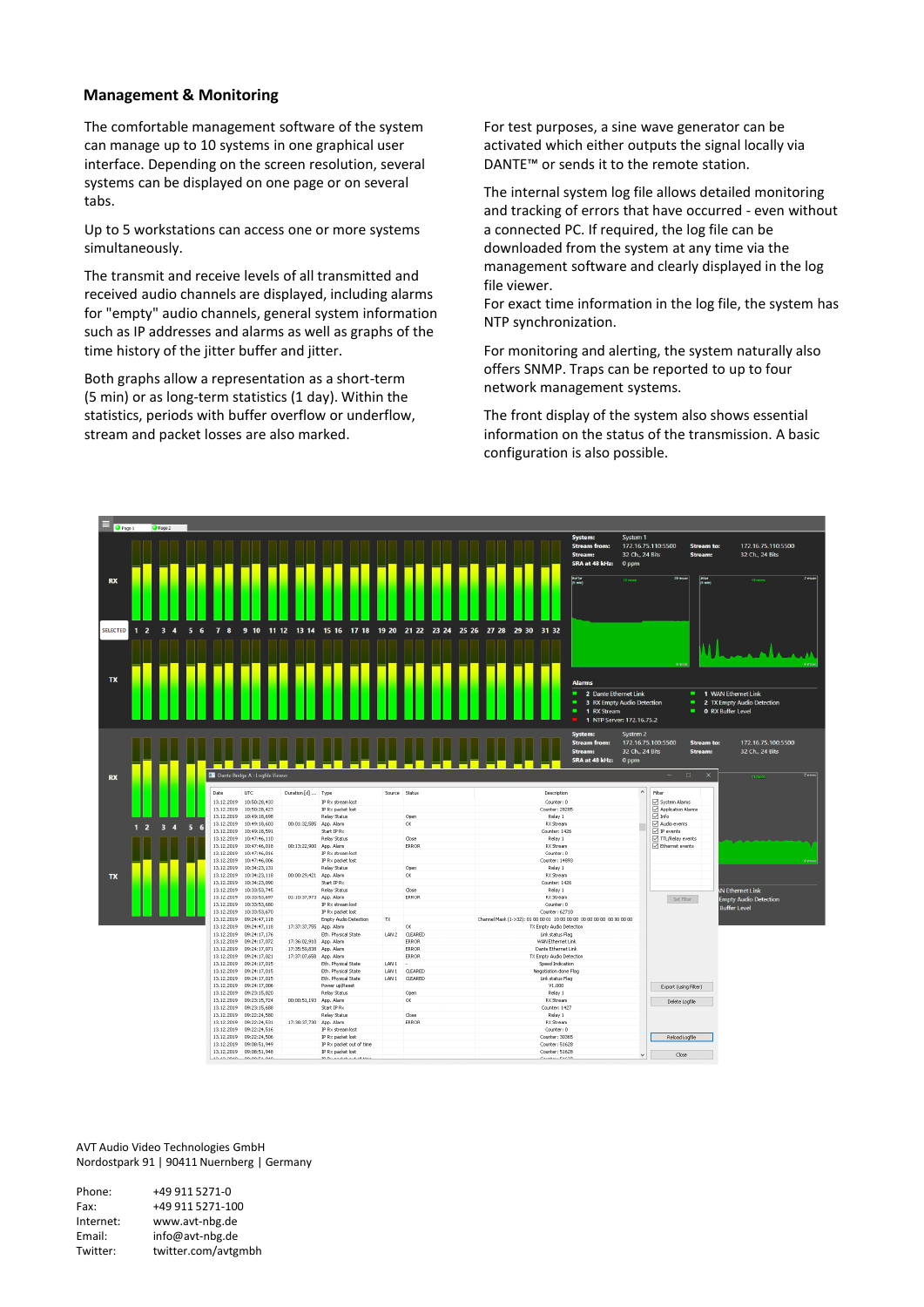## Management & Monitoring

The comfortable management software of the system can manage up to 10 systems in one graphical user interface. Depending on the screen resolution, several systems can be displayed on one page or on several tabs.

Up to 5 workstations can access one or more systems simultaneously.

The transmit and receive levels of all transmitted and received audio channels are displayed, including alarms for "empty" audio channels, general system information such as IP addresses and alarms as well as graphs of the time history of the jitter buffer and jitter.

Both graphs allow a representation as a short-term (5 min) or as long-term statistics (1 day). Within the statistics, periods with buffer overflow or underflow, stream and packet losses are also marked.

For test purposes, a sine wave generator can be activated which either outputs the signal locally via DANTE™ or sends it to the remote station.

The internal system log file allows detailed monitoring and tracking of errors that have occurred - even without a connected PC. If required, the log file can be downloaded from the system at any time via the management software and clearly displayed in the log file viewer.
For exact time information in the log file, the system has NTP synchronization.

For monitoring and alerting, the system naturally also offers SNMP. Traps can be reported to up to four network management systems.

The front display of the system also shows essential information on the status of the transmission. A basic configuration is also possible.

AVT Audio Video Technologies GmbH
Nordostpark 91 | 90411 Nuernberg | Germany

| | |
|---|---|
| Phone: | +49 911 5271-0 |
| Fax: | +49 911 5271-100 |
| Internet: | www.avt-nbg.de |
| Email: | info@avt-nbg.de |
| Twitter: | twitter.com/avtgmbh |